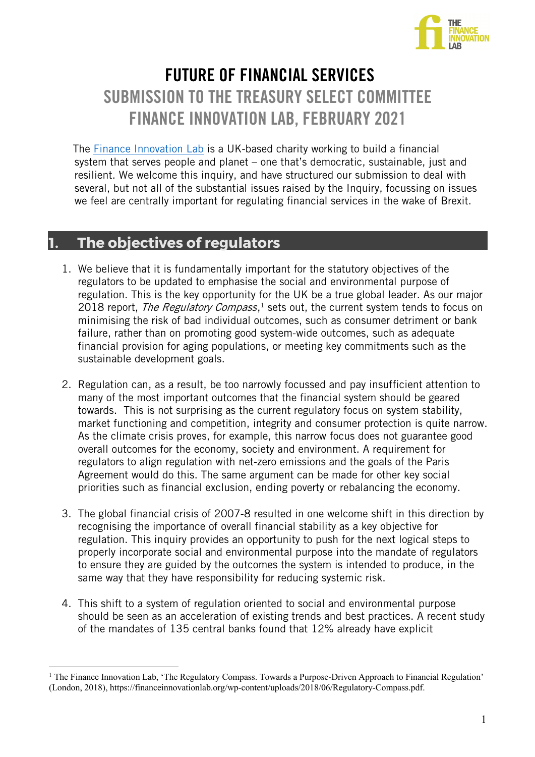# FUTURE OF FINANCIAL SERVICES

## SUBMISSION TO THE TREASURY SELECT COMMITTEE
## FINANCE INNOVATION LAB, FEBRUARY 2021

The [Finance Innovation Lab](https://financeinnovationlab.org) is a UK-based charity working to build a financial system that serves people and planet – one that's democratic, sustainable, just and resilient. We welcome this inquiry, and have structured our submission to deal with several, but not all of the substantial issues raised by the Inquiry, focussing on issues we feel are centrally important for regulating financial services in the wake of Brexit.

## 1. The objectives of regulators

1. We believe that it is fundamentally important for the statutory objectives of the regulators to be updated to emphasise the social and environmental purpose of regulation. This is the key opportunity for the UK be a true global leader. As our major 2018 report, *The Regulatory Compass*,[1] sets out, the current system tends to focus on minimising the risk of bad individual outcomes, such as consumer detriment or bank failure, rather than on promoting good system-wide outcomes, such as adequate financial provision for aging populations, or meeting key commitments such as the sustainable development goals.

2. Regulation can, as a result, be too narrowly focussed and pay insufficient attention to many of the most important outcomes that the financial system should be geared towards. This is not surprising as the current regulatory focus on system stability, market functioning and competition, integrity and consumer protection is quite narrow. As the climate crisis proves, for example, this narrow focus does not guarantee good overall outcomes for the economy, society and environment. A requirement for regulators to align regulation with net-zero emissions and the goals of the Paris Agreement would do this. The same argument can be made for other key social priorities such as financial exclusion, ending poverty or rebalancing the economy.

3. The global financial crisis of 2007-8 resulted in one welcome shift in this direction by recognising the importance of overall financial stability as a key objective for regulation. This inquiry provides an opportunity to push for the next logical steps to properly incorporate social and environmental purpose into the mandate of regulators to ensure they are guided by the outcomes the system is intended to produce, in the same way that they have responsibility for reducing systemic risk.

4. This shift to a system of regulation oriented to social and environmental purpose should be seen as an acceleration of existing trends and best practices. A recent study of the mandates of 135 central banks found that 12% already have explicit

---

[1] The Finance Innovation Lab, 'The Regulatory Compass. Towards a Purpose-Driven Approach to Financial Regulation' (London, 2018), https://financeinnovationlab.org/wp-content/uploads/2018/06/Regulatory-Compass.pdf.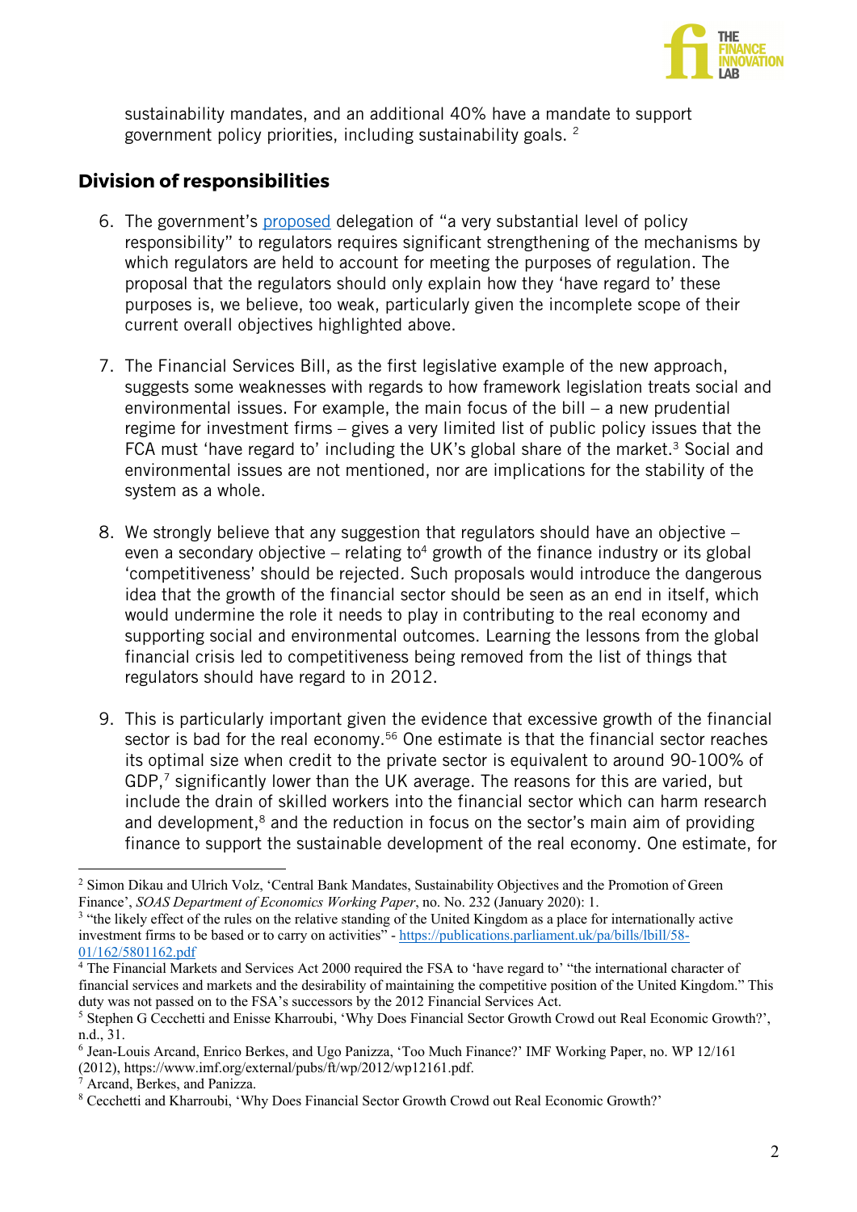sustainability mandates, and an additional 40% have a mandate to support government policy priorities, including sustainability goals. [2]

## Division of responsibilities

6. The government's [proposed](#) delegation of "a very substantial level of policy responsibility" to regulators requires significant strengthening of the mechanisms by which regulators are held to account for meeting the purposes of regulation. The proposal that the regulators should only explain how they 'have regard to' these purposes is, we believe, too weak, particularly given the incomplete scope of their current overall objectives highlighted above.

7. The Financial Services Bill, as the first legislative example of the new approach, suggests some weaknesses with regards to how framework legislation treats social and environmental issues. For example, the main focus of the bill – a new prudential regime for investment firms – gives a very limited list of public policy issues that the FCA must 'have regard to' including the UK's global share of the market.[3] Social and environmental issues are not mentioned, nor are implications for the stability of the system as a whole.

8. We strongly believe that any suggestion that regulators should have an objective – even a secondary objective – relating to[4] growth of the finance industry or its global 'competitiveness' should be rejected*.* Such proposals would introduce the dangerous idea that the growth of the financial sector should be seen as an end in itself, which would undermine the role it needs to play in contributing to the real economy and supporting social and environmental outcomes. Learning the lessons from the global financial crisis led to competitiveness being removed from the list of things that regulators should have regard to in 2012.

9. This is particularly important given the evidence that excessive growth of the financial sector is bad for the real economy.[5][6] One estimate is that the financial sector reaches its optimal size when credit to the private sector is equivalent to around 90-100% of GDP,[7] significantly lower than the UK average. The reasons for this are varied, but include the drain of skilled workers into the financial sector which can harm research and development,[8] and the reduction in focus on the sector's main aim of providing finance to support the sustainable development of the real economy. One estimate, for

---

[2] Simon Dikau and Ulrich Volz, 'Central Bank Mandates, Sustainability Objectives and the Promotion of Green Finance', *SOAS Department of Economics Working Paper*, no. No. 232 (January 2020): 1.

[3] "the likely effect of the rules on the relative standing of the United Kingdom as a place for internationally active investment firms to be based or to carry on activities" - https://publications.parliament.uk/pa/bills/lbill/58-01/162/5801162.pdf

[4] The Financial Markets and Services Act 2000 required the FSA to 'have regard to' "the international character of financial services and markets and the desirability of maintaining the competitive position of the United Kingdom." This duty was not passed on to the FSA's successors by the 2012 Financial Services Act.

[5] Stephen G Cecchetti and Enisse Kharroubi, 'Why Does Financial Sector Growth Crowd out Real Economic Growth?', n.d., 31.

[6] Jean-Louis Arcand, Enrico Berkes, and Ugo Panizza, 'Too Much Finance?' IMF Working Paper, no. WP 12/161 (2012), https://www.imf.org/external/pubs/ft/wp/2012/wp12161.pdf.

[7] Arcand, Berkes, and Panizza.

[8] Cecchetti and Kharroubi, 'Why Does Financial Sector Growth Crowd out Real Economic Growth?'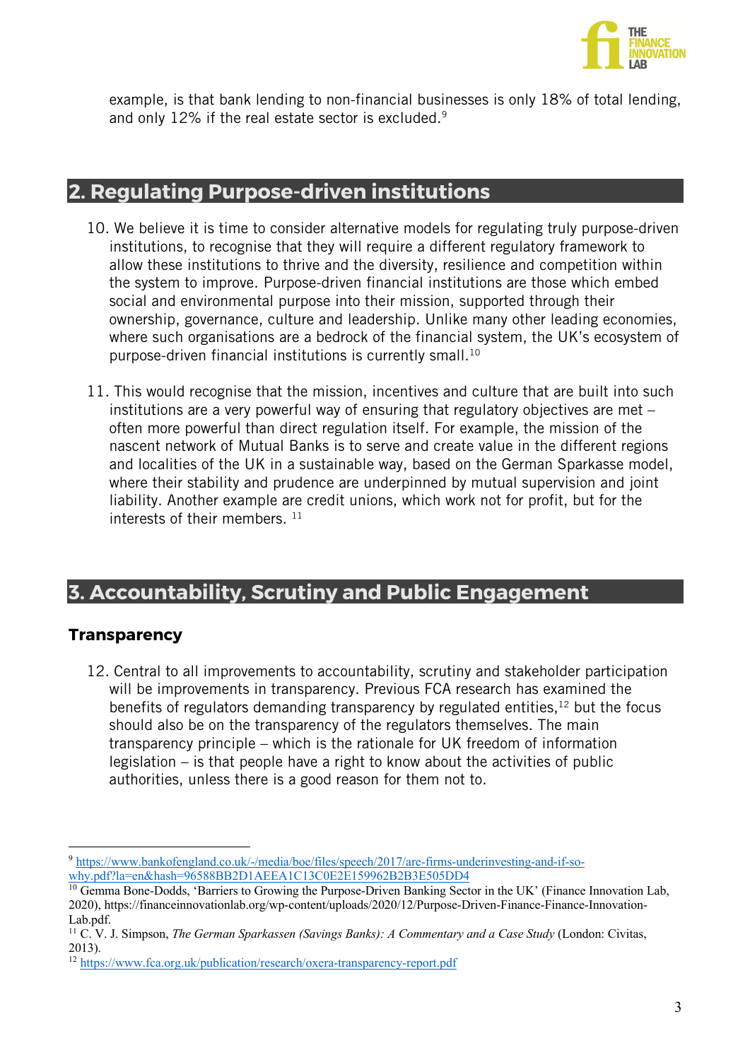example, is that bank lending to non-financial businesses is only 18% of total lending, and only 12% if the real estate sector is excluded.[9]

## 2. Regulating Purpose-driven institutions

10. We believe it is time to consider alternative models for regulating truly purpose-driven institutions, to recognise that they will require a different regulatory framework to allow these institutions to thrive and the diversity, resilience and competition within the system to improve. Purpose-driven financial institutions are those which embed social and environmental purpose into their mission, supported through their ownership, governance, culture and leadership. Unlike many other leading economies, where such organisations are a bedrock of the financial system, the UK's ecosystem of purpose-driven financial institutions is currently small.[10]

11. This would recognise that the mission, incentives and culture that are built into such institutions are a very powerful way of ensuring that regulatory objectives are met – often more powerful than direct regulation itself. For example, the mission of the nascent network of Mutual Banks is to serve and create value in the different regions and localities of the UK in a sustainable way, based on the German Sparkasse model, where their stability and prudence are underpinned by mutual supervision and joint liability. Another example are credit unions, which work not for profit, but for the interests of their members. [11]

## 3. Accountability, Scrutiny and Public Engagement

### Transparency

12. Central to all improvements to accountability, scrutiny and stakeholder participation will be improvements in transparency. Previous FCA research has examined the benefits of regulators demanding transparency by regulated entities,[12] but the focus should also be on the transparency of the regulators themselves. The main transparency principle – which is the rationale for UK freedom of information legislation – is that people have a right to know about the activities of public authorities, unless there is a good reason for them not to.

---

[9] https://www.bankofengland.co.uk/-/media/boe/files/speech/2017/are-firms-underinvesting-and-if-so-why.pdf?la=en&hash=96588BB2D1AEEA1C13C0E2E159962B2B3E505DD4

[10] Gemma Bone-Dodds, 'Barriers to Growing the Purpose-Driven Banking Sector in the UK' (Finance Innovation Lab, 2020), https://financeinnovationlab.org/wp-content/uploads/2020/12/Purpose-Driven-Finance-Finance-Innovation-Lab.pdf.

[11] C. V. J. Simpson, *The German Sparkassen (Savings Banks): A Commentary and a Case Study* (London: Civitas, 2013).

[12] https://www.fca.org.uk/publication/research/oxera-transparency-report.pdf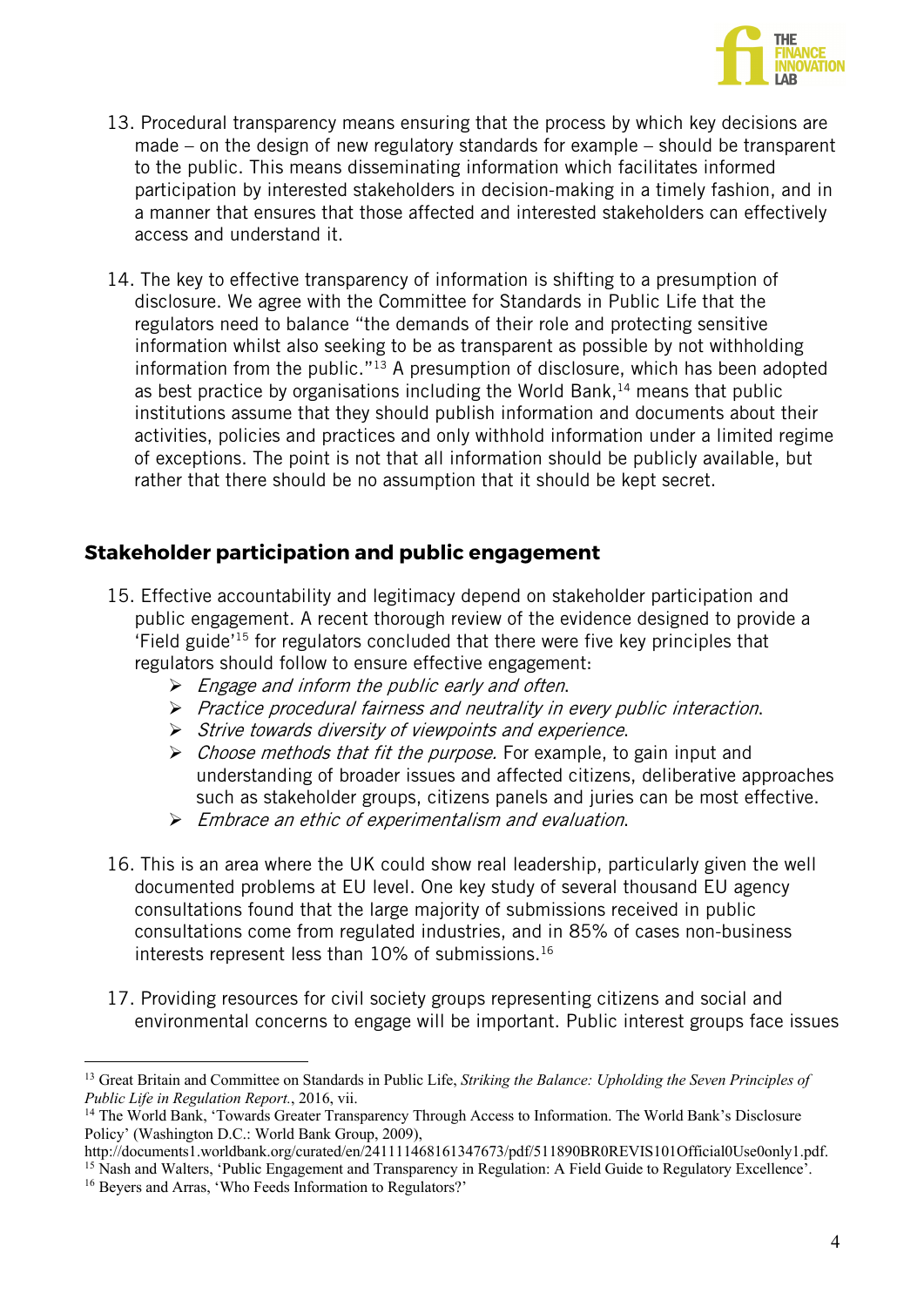13. Procedural transparency means ensuring that the process by which key decisions are made – on the design of new regulatory standards for example – should be transparent to the public. This means disseminating information which facilitates informed participation by interested stakeholders in decision-making in a timely fashion, and in a manner that ensures that those affected and interested stakeholders can effectively access and understand it.

14. The key to effective transparency of information is shifting to a presumption of disclosure. We agree with the Committee for Standards in Public Life that the regulators need to balance "the demands of their role and protecting sensitive information whilst also seeking to be as transparent as possible by not withholding information from the public."[13] A presumption of disclosure, which has been adopted as best practice by organisations including the World Bank,[14] means that public institutions assume that they should publish information and documents about their activities, policies and practices and only withhold information under a limited regime of exceptions. The point is not that all information should be publicly available, but rather that there should be no assumption that it should be kept secret.

## Stakeholder participation and public engagement

15. Effective accountability and legitimacy depend on stakeholder participation and public engagement. A recent thorough review of the evidence designed to provide a 'Field guide'[15] for regulators concluded that there were five key principles that regulators should follow to ensure effective engagement:
    - *Engage and inform the public early and often*.
    - *Practice procedural fairness and neutrality in every public interaction*.
    - *Strive towards diversity of viewpoints and experience*.
    - *Choose methods that fit the purpose.* For example, to gain input and understanding of broader issues and affected citizens, deliberative approaches such as stakeholder groups, citizens panels and juries can be most effective.
    - *Embrace an ethic of experimentalism and evaluation*.

16. This is an area where the UK could show real leadership, particularly given the well documented problems at EU level. One key study of several thousand EU agency consultations found that the large majority of submissions received in public consultations come from regulated industries, and in 85% of cases non-business interests represent less than 10% of submissions.[16]

17. Providing resources for civil society groups representing citizens and social and environmental concerns to engage will be important. Public interest groups face issues

---

[13] Great Britain and Committee on Standards in Public Life, *Striking the Balance: Upholding the Seven Principles of Public Life in Regulation Report.*, 2016, vii.

[14] The World Bank, 'Towards Greater Transparency Through Access to Information. The World Bank's Disclosure Policy' (Washington D.C.: World Bank Group, 2009), http://documents1.worldbank.org/curated/en/241111468161347673/pdf/511890BR0REVIS101Official0Use0only1.pdf.

[15] Nash and Walters, 'Public Engagement and Transparency in Regulation: A Field Guide to Regulatory Excellence'.

[16] Beyers and Arras, 'Who Feeds Information to Regulators?'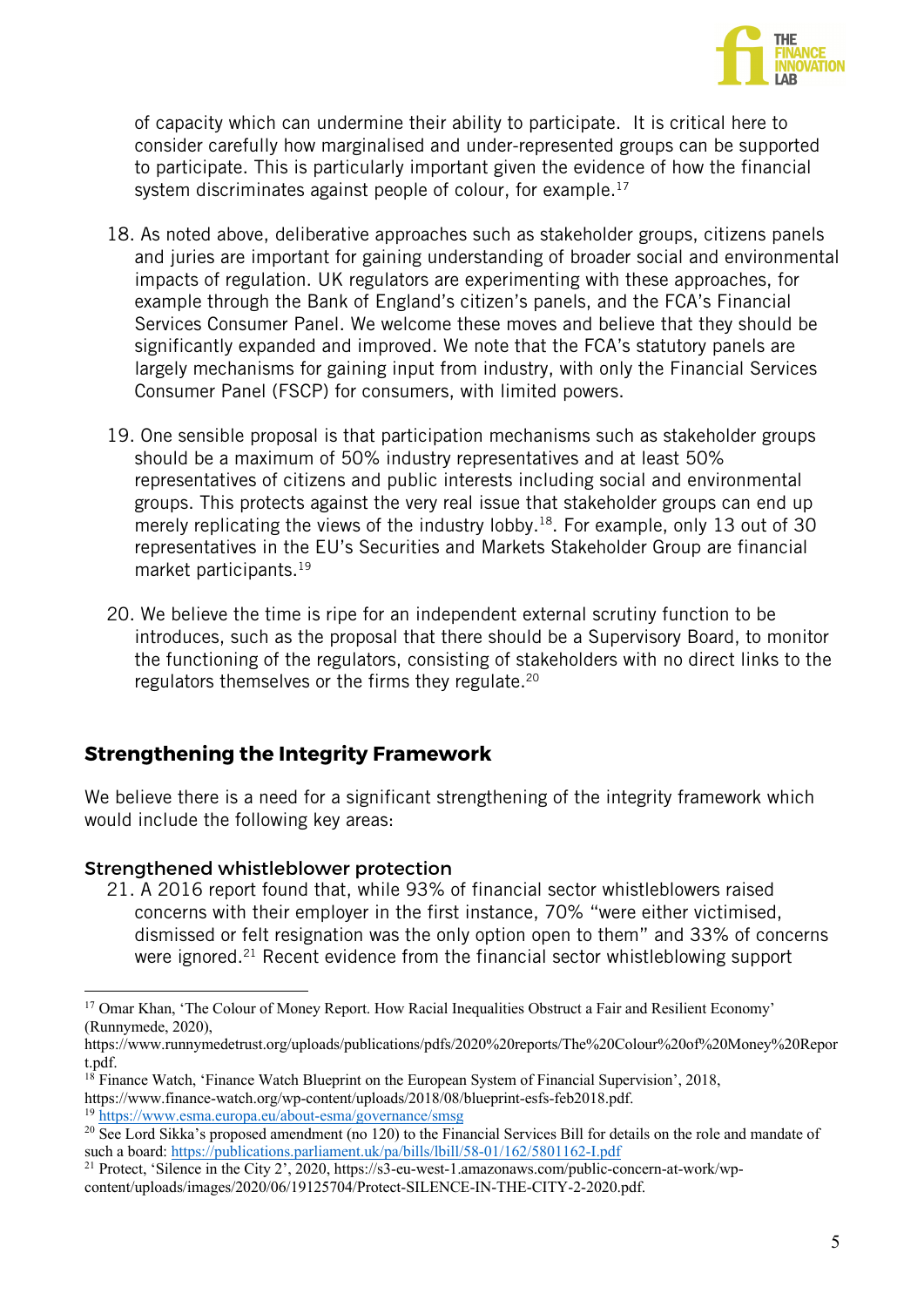of capacity which can undermine their ability to participate. It is critical here to consider carefully how marginalised and under-represented groups can be supported to participate. This is particularly important given the evidence of how the financial system discriminates against people of colour, for example.[17]

18. As noted above, deliberative approaches such as stakeholder groups, citizens panels and juries are important for gaining understanding of broader social and environmental impacts of regulation. UK regulators are experimenting with these approaches, for example through the Bank of England's citizen's panels, and the FCA's Financial Services Consumer Panel. We welcome these moves and believe that they should be significantly expanded and improved. We note that the FCA's statutory panels are largely mechanisms for gaining input from industry, with only the Financial Services Consumer Panel (FSCP) for consumers, with limited powers.

19. One sensible proposal is that participation mechanisms such as stakeholder groups should be a maximum of 50% industry representatives and at least 50% representatives of citizens and public interests including social and environmental groups. This protects against the very real issue that stakeholder groups can end up merely replicating the views of the industry lobby.[18]. For example, only 13 out of 30 representatives in the EU's Securities and Markets Stakeholder Group are financial market participants.[19]

20. We believe the time is ripe for an independent external scrutiny function to be introduces, such as the proposal that there should be a Supervisory Board, to monitor the functioning of the regulators, consisting of stakeholders with no direct links to the regulators themselves or the firms they regulate.[20]

## Strengthening the Integrity Framework

We believe there is a need for a significant strengthening of the integrity framework which would include the following key areas:

### Strengthened whistleblower protection

21. A 2016 report found that, while 93% of financial sector whistleblowers raised concerns with their employer in the first instance, 70% "were either victimised, dismissed or felt resignation was the only option open to them" and 33% of concerns were ignored.[21] Recent evidence from the financial sector whistleblowing support

---

[17] Omar Khan, 'The Colour of Money Report. How Racial Inequalities Obstruct a Fair and Resilient Economy' (Runnymede, 2020), https://www.runnymedetrust.org/uploads/publications/pdfs/2020%20reports/The%20Colour%20of%20Money%20Report.pdf.

[18] Finance Watch, 'Finance Watch Blueprint on the European System of Financial Supervision', 2018, https://www.finance-watch.org/wp-content/uploads/2018/08/blueprint-esfs-feb2018.pdf.

[19] https://www.esma.europa.eu/about-esma/governance/smsg

[20] See Lord Sikka's proposed amendment (no 120) to the Financial Services Bill for details on the role and mandate of such a board: https://publications.parliament.uk/pa/bills/lbill/58-01/162/5801162-I.pdf

[21] Protect, 'Silence in the City 2', 2020, https://s3-eu-west-1.amazonaws.com/public-concern-at-work/wp-content/uploads/images/2020/06/19125704/Protect-SILENCE-IN-THE-CITY-2-2020.pdf.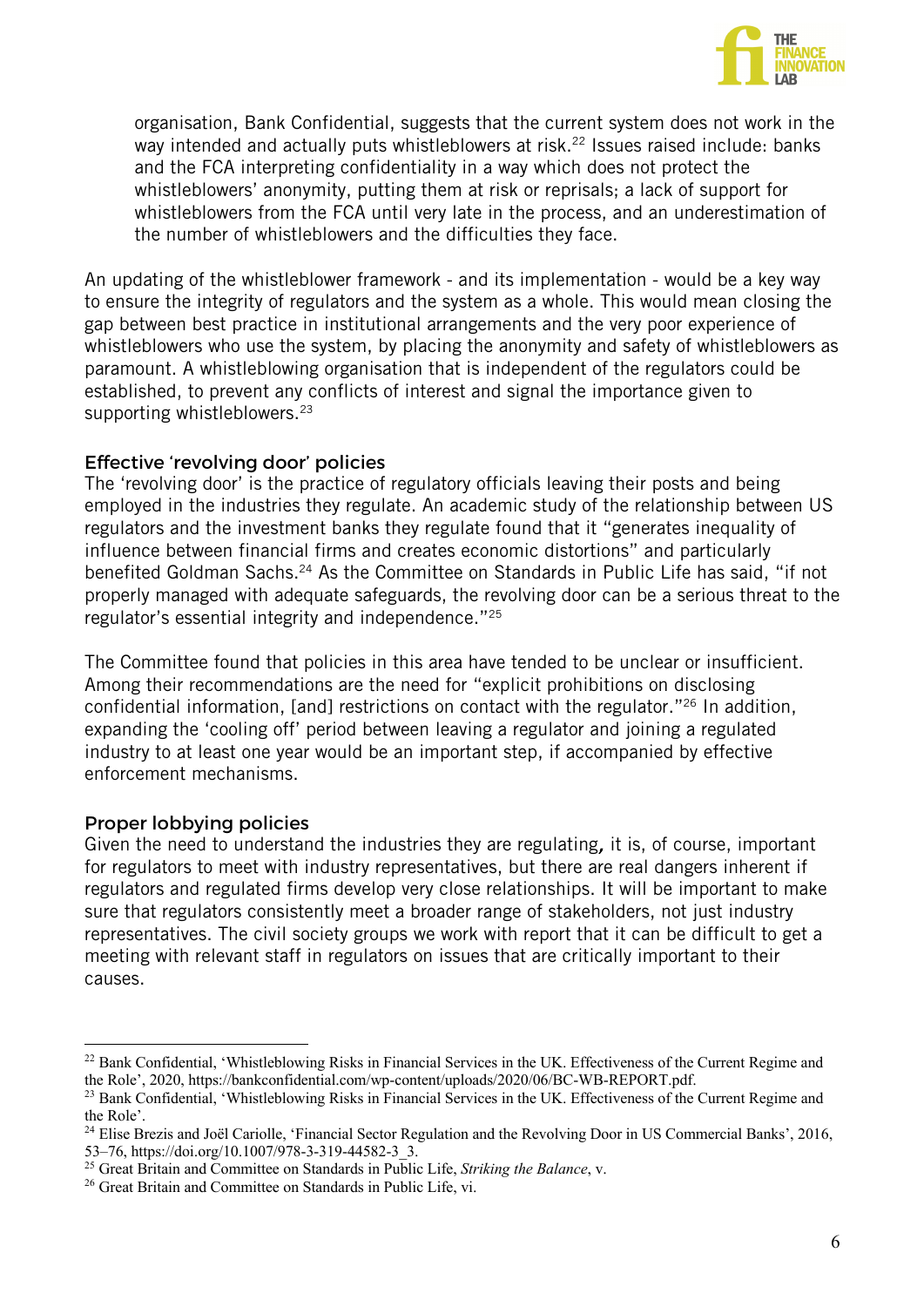organisation, Bank Confidential, suggests that the current system does not work in the way intended and actually puts whistleblowers at risk.[22] Issues raised include: banks and the FCA interpreting confidentiality in a way which does not protect the whistleblowers' anonymity, putting them at risk or reprisals; a lack of support for whistleblowers from the FCA until very late in the process, and an underestimation of the number of whistleblowers and the difficulties they face.

An updating of the whistleblower framework - and its implementation - would be a key way to ensure the integrity of regulators and the system as a whole. This would mean closing the gap between best practice in institutional arrangements and the very poor experience of whistleblowers who use the system, by placing the anonymity and safety of whistleblowers as paramount. A whistleblowing organisation that is independent of the regulators could be established, to prevent any conflicts of interest and signal the importance given to supporting whistleblowers.[23]

### Effective 'revolving door' policies

The 'revolving door' is the practice of regulatory officials leaving their posts and being employed in the industries they regulate. An academic study of the relationship between US regulators and the investment banks they regulate found that it "generates inequality of influence between financial firms and creates economic distortions" and particularly benefited Goldman Sachs.[24] As the Committee on Standards in Public Life has said, "if not properly managed with adequate safeguards, the revolving door can be a serious threat to the regulator's essential integrity and independence."[25]

The Committee found that policies in this area have tended to be unclear or insufficient. Among their recommendations are the need for "explicit prohibitions on disclosing confidential information, [and] restrictions on contact with the regulator."[26] In addition, expanding the 'cooling off' period between leaving a regulator and joining a regulated industry to at least one year would be an important step, if accompanied by effective enforcement mechanisms.

### Proper lobbying policies

Given the need to understand the industries they are regulating*,* it is, of course, important for regulators to meet with industry representatives, but there are real dangers inherent if regulators and regulated firms develop very close relationships. It will be important to make sure that regulators consistently meet a broader range of stakeholders, not just industry representatives. The civil society groups we work with report that it can be difficult to get a meeting with relevant staff in regulators on issues that are critically important to their causes.

---

[22] Bank Confidential, 'Whistleblowing Risks in Financial Services in the UK. Effectiveness of the Current Regime and the Role', 2020, https://bankconfidential.com/wp-content/uploads/2020/06/BC-WB-REPORT.pdf.

[23] Bank Confidential, 'Whistleblowing Risks in Financial Services in the UK. Effectiveness of the Current Regime and the Role'.

[24] Elise Brezis and Joël Cariolle, 'Financial Sector Regulation and the Revolving Door in US Commercial Banks', 2016, 53–76, https://doi.org/10.1007/978-3-319-44582-3_3.

[25] Great Britain and Committee on Standards in Public Life, *Striking the Balance*, v.

[26] Great Britain and Committee on Standards in Public Life, vi.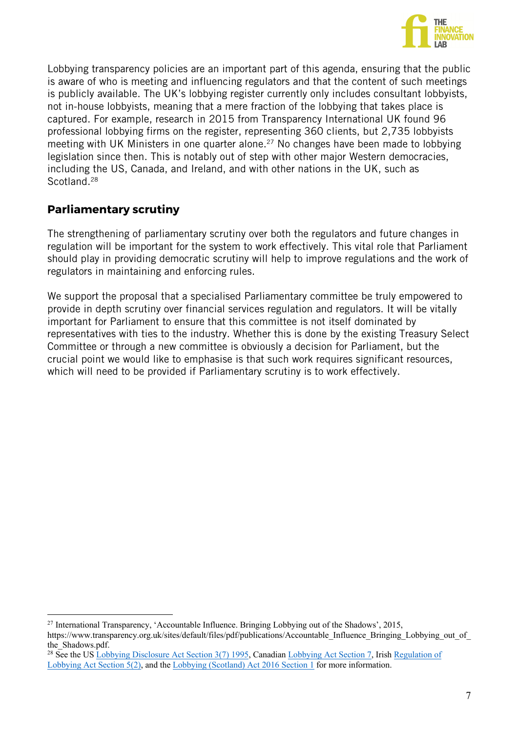Lobbying transparency policies are an important part of this agenda, ensuring that the public is aware of who is meeting and influencing regulators and that the content of such meetings is publicly available. The UK's lobbying register currently only includes consultant lobbyists, not in-house lobbyists, meaning that a mere fraction of the lobbying that takes place is captured. For example, research in 2015 from Transparency International UK found 96 professional lobbying firms on the register, representing 360 clients, but 2,735 lobbyists meeting with UK Ministers in one quarter alone.[27] No changes have been made to lobbying legislation since then. This is notably out of step with other major Western democracies, including the US, Canada, and Ireland, and with other nations in the UK, such as Scotland.[28]

## Parliamentary scrutiny

The strengthening of parliamentary scrutiny over both the regulators and future changes in regulation will be important for the system to work effectively. This vital role that Parliament should play in providing democratic scrutiny will help to improve regulations and the work of regulators in maintaining and enforcing rules.

We support the proposal that a specialised Parliamentary committee be truly empowered to provide in depth scrutiny over financial services regulation and regulators. It will be vitally important for Parliament to ensure that this committee is not itself dominated by representatives with ties to the industry. Whether this is done by the existing Treasury Select Committee or through a new committee is obviously a decision for Parliament, but the crucial point we would like to emphasise is that such work requires significant resources, which will need to be provided if Parliamentary scrutiny is to work effectively.

---

[27] International Transparency, 'Accountable Influence. Bringing Lobbying out of the Shadows', 2015, https://www.transparency.org.uk/sites/default/files/pdf/publications/Accountable_Influence_Bringing_Lobbying_out_of_the_Shadows.pdf.

[28] See the US Lobbying Disclosure Act Section 3(7) 1995, Canadian Lobbying Act Section 7, Irish Regulation of Lobbying Act Section 5(2), and the Lobbying (Scotland) Act 2016 Section 1 for more information.